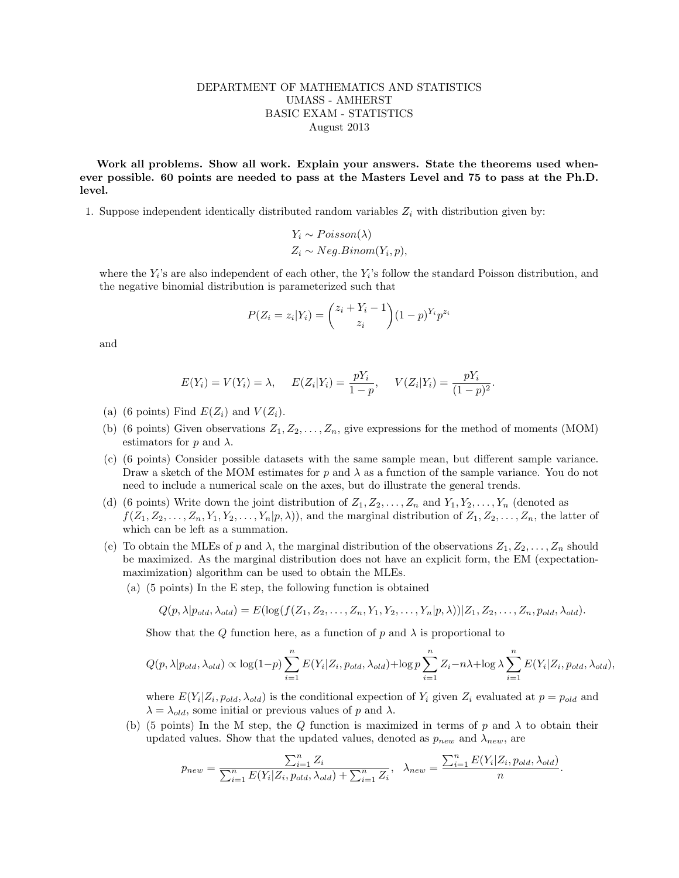DEPARTMENT OF MATHEMATICS AND STATISTICS
UMASS - AMHERST
BASIC EXAM - STATISTICS
August 2013

**Work all problems. Show all work. Explain your answers. State the theorems used whenever possible. 60 points are needed to pass at the Masters Level and 75 to pass at the Ph.D. level.**

1. Suppose independent identically distributed random variables $Z_i$ with distribution given by:

$$Y_i \sim Poisson(\lambda)$$
$$Z_i \sim Neg.Binom(Y_i, p),$$

where the $Y_i$'s are also independent of each other, the $Y_i$'s follow the standard Poisson distribution, and the negative binomial distribution is parameterized such that

$$P(Z_i = z_i|Y_i) = \binom{z_i + Y_i - 1}{z_i}(1-p)^{Y_i}p^{z_i}$$

and

$$E(Y_i) = V(Y_i) = \lambda, \quad E(Z_i|Y_i) = \frac{pY_i}{1-p}, \quad V(Z_i|Y_i) = \frac{pY_i}{(1-p)^2}.$$

(a) (6 points) Find $E(Z_i)$ and $V(Z_i)$.

(b) (6 points) Given observations $Z_1, Z_2, \ldots, Z_n$, give expressions for the method of moments (MOM) estimators for $p$ and $\lambda$.

(c) (6 points) Consider possible datasets with the same sample mean, but different sample variance. Draw a sketch of the MOM estimates for $p$ and $\lambda$ as a function of the sample variance. You do not need to include a numerical scale on the axes, but do illustrate the general trends.

(d) (6 points) Write down the joint distribution of $Z_1, Z_2, \ldots, Z_n$ and $Y_1, Y_2, \ldots, Y_n$ (denoted as $f(Z_1, Z_2, \ldots, Z_n, Y_1, Y_2, \ldots, Y_n|p, \lambda)$), and the marginal distribution of $Z_1, Z_2, \ldots, Z_n$, the latter of which can be left as a summation.

(e) To obtain the MLEs of $p$ and $\lambda$, the marginal distribution of the observations $Z_1, Z_2, \ldots, Z_n$ should be maximized. As the marginal distribution does not have an explicit form, the EM (expectation-maximization) algorithm can be used to obtain the MLEs.

(a) (5 points) In the E step, the following function is obtained

$$Q(p, \lambda|p_{old}, \lambda_{old}) = E(\log(f(Z_1, Z_2, \ldots, Z_n, Y_1, Y_2, \ldots, Y_n|p, \lambda))|Z_1, Z_2, \ldots, Z_n, p_{old}, \lambda_{old}).$$

Show that the $Q$ function here, as a function of $p$ and $\lambda$ is proportional to

$$Q(p, \lambda|p_{old}, \lambda_{old}) \propto \log(1-p)\sum_{i=1}^{n} E(Y_i|Z_i, p_{old}, \lambda_{old}) + \log p \sum_{i=1}^{n} Z_i - n\lambda + \log \lambda \sum_{i=1}^{n} E(Y_i|Z_i, p_{old}, \lambda_{old}),$$

where $E(Y_i|Z_i, p_{old}, \lambda_{old})$ is the conditional expection of $Y_i$ given $Z_i$ evaluated at $p = p_{old}$ and $\lambda = \lambda_{old}$, some initial or previous values of $p$ and $\lambda$.

(b) (5 points) In the M step, the $Q$ function is maximized in terms of $p$ and $\lambda$ to obtain their updated values. Show that the updated values, denoted as $p_{new}$ and $\lambda_{new}$, are

$$p_{new} = \frac{\sum_{i=1}^{n} Z_i}{\sum_{i=1}^{n} E(Y_i|Z_i, p_{old}, \lambda_{old}) + \sum_{i=1}^{n} Z_i}, \quad \lambda_{new} = \frac{\sum_{i=1}^{n} E(Y_i|Z_i, p_{old}, \lambda_{old})}{n}.$$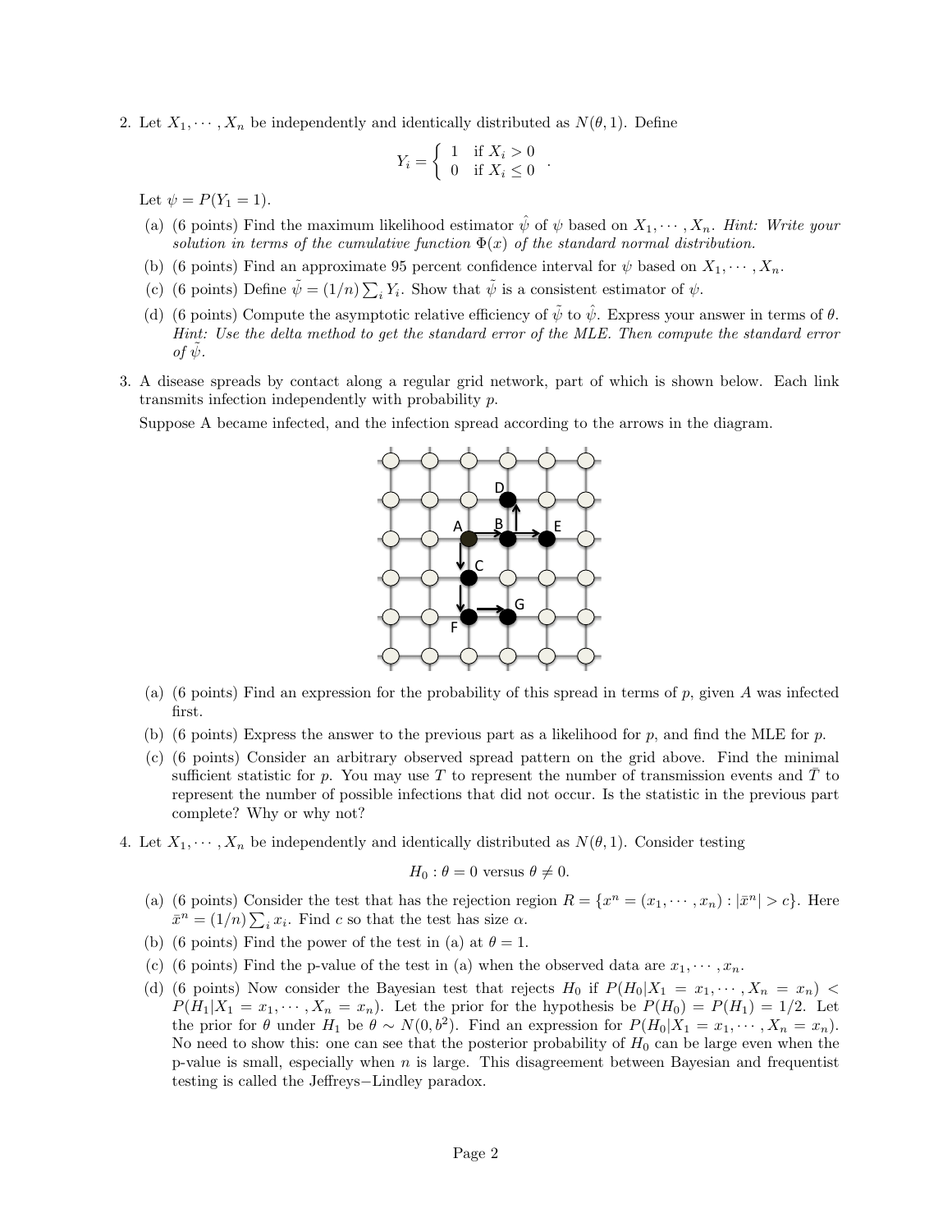2. Let $X_1, \cdots, X_n$ be independently and identically distributed as $N(\theta, 1)$. Define

$$Y_i = \begin{cases} 1 & \text{if } X_i > 0 \\ 0 & \text{if } X_i \leq 0 \end{cases}.$$

Let $\psi = P(Y_1 = 1)$.

(a) (6 points) Find the maximum likelihood estimator $\hat{\psi}$ of $\psi$ based on $X_1, \cdots, X_n$. *Hint: Write your solution in terms of the cumulative function $\Phi(x)$ of the standard normal distribution.*

(b) (6 points) Find an approximate 95 percent confidence interval for $\psi$ based on $X_1, \cdots, X_n$.

(c) (6 points) Define $\tilde{\psi} = (1/n) \sum_i Y_i$. Show that $\tilde{\psi}$ is a consistent estimator of $\psi$.

(d) (6 points) Compute the asymptotic relative efficiency of $\tilde{\psi}$ to $\hat{\psi}$. Express your answer in terms of $\theta$. *Hint: Use the delta method to get the standard error of the MLE. Then compute the standard error of $\tilde{\psi}$.*

3. A disease spreads by contact along a regular grid network, part of which is shown below. Each link transmits infection independently with probability $p$.

Suppose A became infected, and the infection spread according to the arrows in the diagram.

D
A B E
C
G
F

(a) (6 points) Find an expression for the probability of this spread in terms of $p$, given $A$ was infected first.

(b) (6 points) Express the answer to the previous part as a likelihood for $p$, and find the MLE for $p$.

(c) (6 points) Consider an arbitrary observed spread pattern on the grid above. Find the minimal sufficient statistic for $p$. You may use $T$ to represent the number of transmission events and $\bar{T}$ to represent the number of possible infections that did not occur. Is the statistic in the previous part complete? Why or why not?

4. Let $X_1, \cdots, X_n$ be independently and identically distributed as $N(\theta, 1)$. Consider testing

$$H_0 : \theta = 0 \text{ versus } \theta \neq 0.$$

(a) (6 points) Consider the test that has the rejection region $R = \{x^n = (x_1, \cdots, x_n) : |\bar{x}^n| > c\}$. Here $\bar{x}^n = (1/n) \sum_i x_i$. Find $c$ so that the test has size $\alpha$.

(b) (6 points) Find the power of the test in (a) at $\theta = 1$.

(c) (6 points) Find the p-value of the test in (a) when the observed data are $x_1, \cdots, x_n$.

(d) (6 points) Now consider the Bayesian test that rejects $H_0$ if $P(H_0 | X_1 = x_1, \cdots, X_n = x_n) < P(H_1 | X_1 = x_1, \cdots, X_n = x_n)$. Let the prior for the hypothesis be $P(H_0) = P(H_1) = 1/2$. Let the prior for $\theta$ under $H_1$ be $\theta \sim N(0, b^2)$. Find an expression for $P(H_0 | X_1 = x_1, \cdots, X_n = x_n)$. No need to show this: one can see that the posterior probability of $H_0$ can be large even when the p-value is small, especially when $n$ is large. This disagreement between Bayesian and frequentist testing is called the Jeffreys−Lindley paradox.